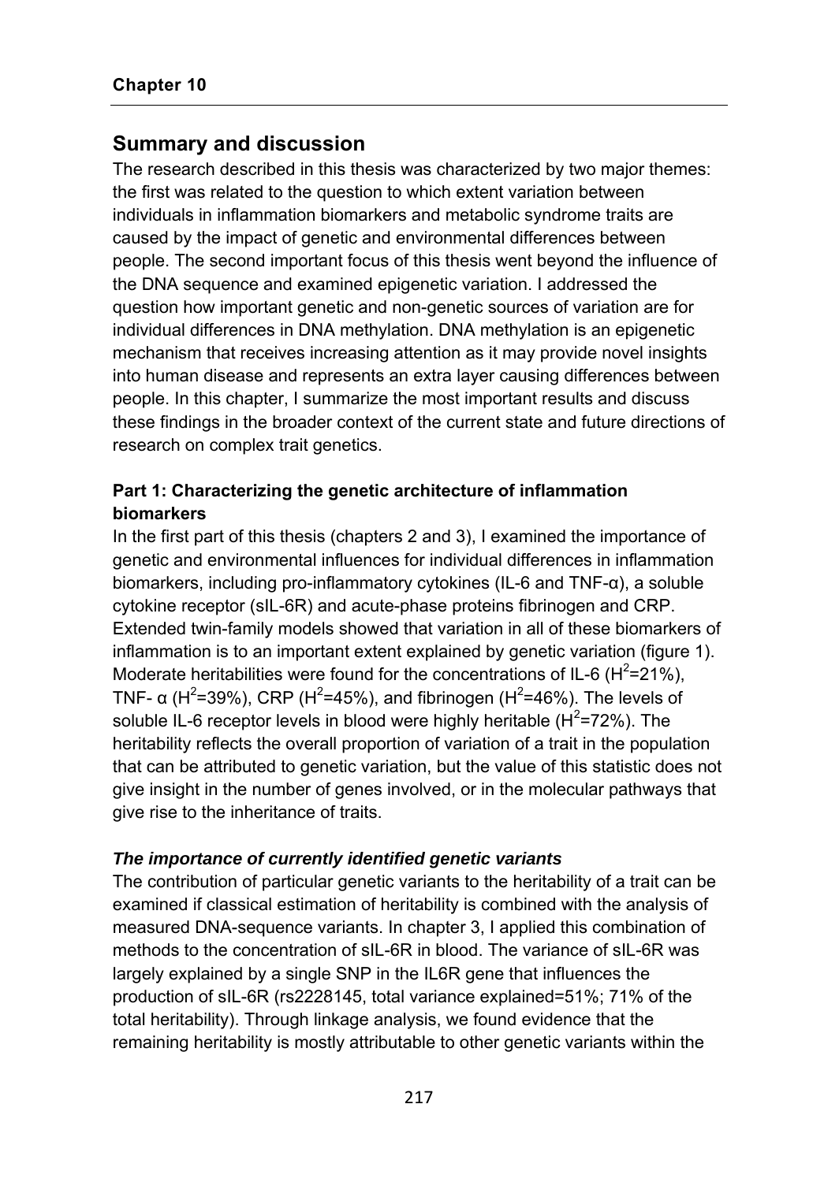# Summary and discussion

The research described in this thesis was characterized by two major themes: the first was related to the question to which extent variation between individuals in inflammation biomarkers and metabolic syndrome traits are caused by the impact of genetic and environmental differences between people. The second important focus of this thesis went beyond the influence of the DNA sequence and examined epigenetic variation. I addressed the question how important genetic and non-genetic sources of variation are for individual differences in DNA methylation. DNA methylation is an epigenetic mechanism that receives increasing attention as it may provide novel insights into human disease and represents an extra layer causing differences between people. In this chapter, I summarize the most important results and discuss these findings in the broader context of the current state and future directions of research on complex trait genetics.

### Part 1: Characterizing the genetic architecture of inflammation biomarkers

In the first part of this thesis (chapters 2 and 3), I examined the importance of genetic and environmental influences for individual differences in inflammation biomarkers, including pro-inflammatory cytokines (IL-6 and TNF-α), a soluble cytokine receptor (sIL-6R) and acute-phase proteins fibrinogen and CRP. Extended twin-family models showed that variation in all of these biomarkers of inflammation is to an important extent explained by genetic variation (figure 1). Moderate heritabilities were found for the concentrations of IL-6 ($H^2$=21%), TNF- α ($H^2$=39%), CRP ($H^2$=45%), and fibrinogen ($H^2$=46%). The levels of soluble IL-6 receptor levels in blood were highly heritable ($H^2$=72%). The heritability reflects the overall proportion of variation of a trait in the population that can be attributed to genetic variation, but the value of this statistic does not give insight in the number of genes involved, or in the molecular pathways that give rise to the inheritance of traits.

#### *The importance of currently identified genetic variants*

The contribution of particular genetic variants to the heritability of a trait can be examined if classical estimation of heritability is combined with the analysis of measured DNA-sequence variants. In chapter 3, I applied this combination of methods to the concentration of sIL-6R in blood. The variance of sIL-6R was largely explained by a single SNP in the IL6R gene that influences the production of sIL-6R (rs2228145, total variance explained=51%; 71% of the total heritability). Through linkage analysis, we found evidence that the remaining heritability is mostly attributable to other genetic variants within the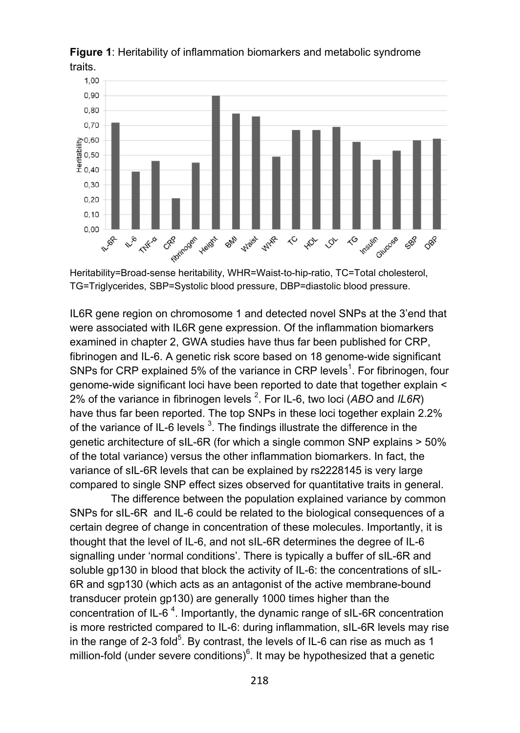**Figure 1**: Heritability of inflammation biomarkers and metabolic syndrome traits.

Heritability=Broad-sense heritability, WHR=Waist-to-hip-ratio, TC=Total cholesterol, TG=Triglycerides, SBP=Systolic blood pressure, DBP=diastolic blood pressure.

IL6R gene region on chromosome 1 and detected novel SNPs at the 3'end that were associated with IL6R gene expression. Of the inflammation biomarkers examined in chapter 2, GWA studies have thus far been published for CRP, fibrinogen and IL-6. A genetic risk score based on 18 genome-wide significant SNPs for CRP explained 5% of the variance in CRP levels[1]. For fibrinogen, four genome-wide significant loci have been reported to date that together explain < 2% of the variance in fibrinogen levels [2]. For IL-6, two loci (*ABO* and *IL6R*) have thus far been reported. The top SNPs in these loci together explain 2.2% of the variance of IL-6 levels [3]. The findings illustrate the difference in the genetic architecture of sIL-6R (for which a single common SNP explains > 50% of the total variance) versus the other inflammation biomarkers. In fact, the variance of sIL-6R levels that can be explained by rs2228145 is very large compared to single SNP effect sizes observed for quantitative traits in general.

The difference between the population explained variance by common SNPs for sIL-6R and IL-6 could be related to the biological consequences of a certain degree of change in concentration of these molecules. Importantly, it is thought that the level of IL-6, and not sIL-6R determines the degree of IL-6 signalling under 'normal conditions'. There is typically a buffer of sIL-6R and soluble gp130 in blood that block the activity of IL-6: the concentrations of sIL-6R and sgp130 (which acts as an antagonist of the active membrane-bound transducer protein gp130) are generally 1000 times higher than the concentration of IL-6 [4]. Importantly, the dynamic range of sIL-6R concentration is more restricted compared to IL-6: during inflammation, sIL-6R levels may rise in the range of 2-3 fold[5]. By contrast, the levels of IL-6 can rise as much as 1 million-fold (under severe conditions)[6]. It may be hypothesized that a genetic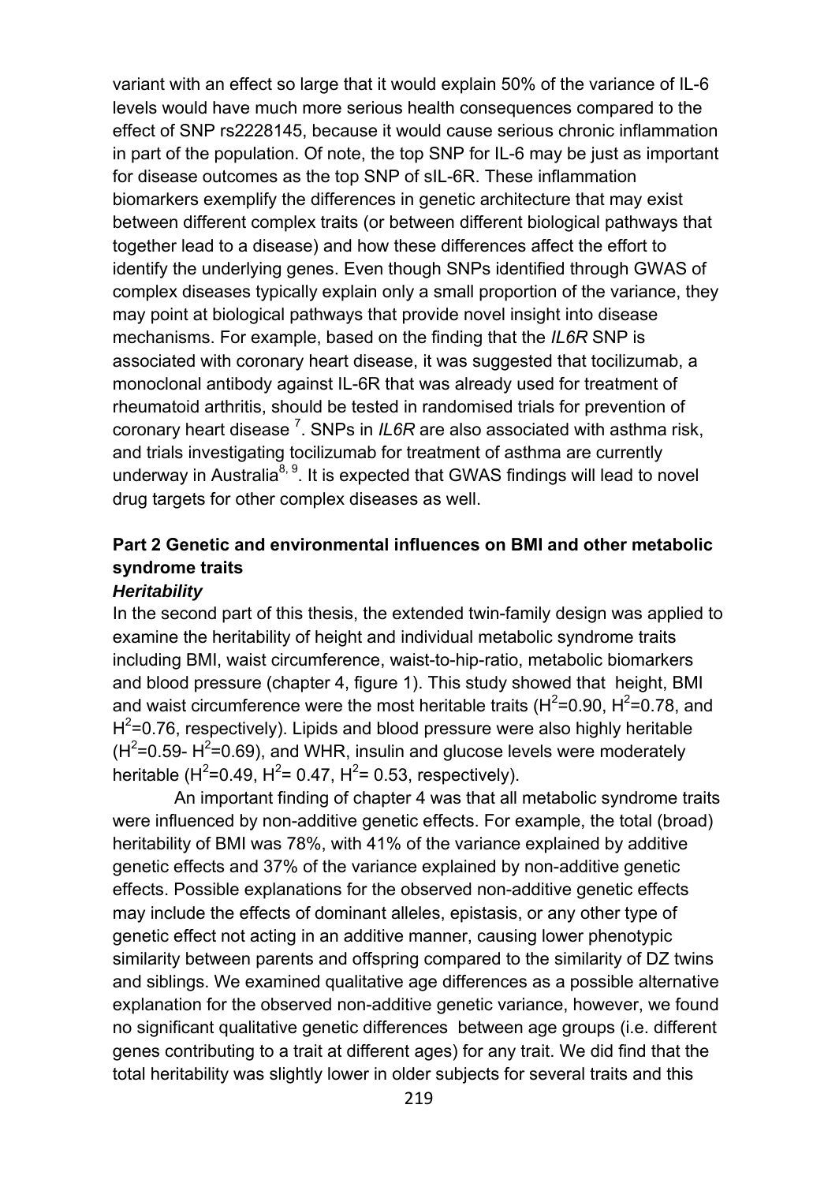variant with an effect so large that it would explain 50% of the variance of IL-6 levels would have much more serious health consequences compared to the effect of SNP rs2228145, because it would cause serious chronic inflammation in part of the population. Of note, the top SNP for IL-6 may be just as important for disease outcomes as the top SNP of sIL-6R. These inflammation biomarkers exemplify the differences in genetic architecture that may exist between different complex traits (or between different biological pathways that together lead to a disease) and how these differences affect the effort to identify the underlying genes. Even though SNPs identified through GWAS of complex diseases typically explain only a small proportion of the variance, they may point at biological pathways that provide novel insight into disease mechanisms. For example, based on the finding that the *IL6R* SNP is associated with coronary heart disease, it was suggested that tocilizumab, a monoclonal antibody against IL-6R that was already used for treatment of rheumatoid arthritis, should be tested in randomised trials for prevention of coronary heart disease [7]. SNPs in *IL6R* are also associated with asthma risk, and trials investigating tocilizumab for treatment of asthma are currently underway in Australia[8, 9]. It is expected that GWAS findings will lead to novel drug targets for other complex diseases as well.

## Part 2 Genetic and environmental influences on BMI and other metabolic syndrome traits

### *Heritability*

In the second part of this thesis, the extended twin-family design was applied to examine the heritability of height and individual metabolic syndrome traits including BMI, waist circumference, waist-to-hip-ratio, metabolic biomarkers and blood pressure (chapter 4, figure 1). This study showed that height, BMI and waist circumference were the most heritable traits ($H^2$=0.90, $H^2$=0.78, and $H^2$=0.76, respectively). Lipids and blood pressure were also highly heritable ($H^2$=0.59- $H^2$=0.69), and WHR, insulin and glucose levels were moderately heritable ($H^2$=0.49, $H^2$= 0.47, $H^2$= 0.53, respectively).

An important finding of chapter 4 was that all metabolic syndrome traits were influenced by non-additive genetic effects. For example, the total (broad) heritability of BMI was 78%, with 41% of the variance explained by additive genetic effects and 37% of the variance explained by non-additive genetic effects. Possible explanations for the observed non-additive genetic effects may include the effects of dominant alleles, epistasis, or any other type of genetic effect not acting in an additive manner, causing lower phenotypic similarity between parents and offspring compared to the similarity of DZ twins and siblings. We examined qualitative age differences as a possible alternative explanation for the observed non-additive genetic variance, however, we found no significant qualitative genetic differences between age groups (i.e. different genes contributing to a trait at different ages) for any trait. We did find that the total heritability was slightly lower in older subjects for several traits and this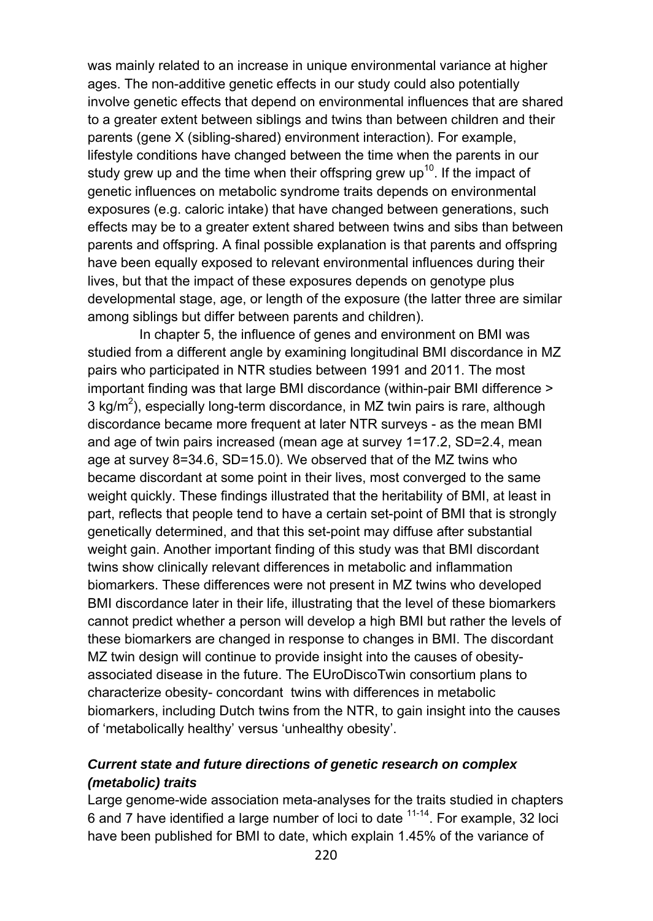was mainly related to an increase in unique environmental variance at higher ages. The non-additive genetic effects in our study could also potentially involve genetic effects that depend on environmental influences that are shared to a greater extent between siblings and twins than between children and their parents (gene X (sibling-shared) environment interaction). For example, lifestyle conditions have changed between the time when the parents in our study grew up and the time when their offspring grew up[10]. If the impact of genetic influences on metabolic syndrome traits depends on environmental exposures (e.g. caloric intake) that have changed between generations, such effects may be to a greater extent shared between twins and sibs than between parents and offspring. A final possible explanation is that parents and offspring have been equally exposed to relevant environmental influences during their lives, but that the impact of these exposures depends on genotype plus developmental stage, age, or length of the exposure (the latter three are similar among siblings but differ between parents and children).

In chapter 5, the influence of genes and environment on BMI was studied from a different angle by examining longitudinal BMI discordance in MZ pairs who participated in NTR studies between 1991 and 2011. The most important finding was that large BMI discordance (within-pair BMI difference > 3 kg/m$^2$), especially long-term discordance, in MZ twin pairs is rare, although discordance became more frequent at later NTR surveys - as the mean BMI and age of twin pairs increased (mean age at survey 1=17.2, SD=2.4, mean age at survey 8=34.6, SD=15.0). We observed that of the MZ twins who became discordant at some point in their lives, most converged to the same weight quickly. These findings illustrated that the heritability of BMI, at least in part, reflects that people tend to have a certain set-point of BMI that is strongly genetically determined, and that this set-point may diffuse after substantial weight gain. Another important finding of this study was that BMI discordant twins show clinically relevant differences in metabolic and inflammation biomarkers. These differences were not present in MZ twins who developed BMI discordance later in their life, illustrating that the level of these biomarkers cannot predict whether a person will develop a high BMI but rather the levels of these biomarkers are changed in response to changes in BMI. The discordant MZ twin design will continue to provide insight into the causes of obesity-associated disease in the future. The EUroDiscoTwin consortium plans to characterize obesity- concordant twins with differences in metabolic biomarkers, including Dutch twins from the NTR, to gain insight into the causes of 'metabolically healthy' versus 'unhealthy obesity'.

### *Current state and future directions of genetic research on complex (metabolic) traits*

Large genome-wide association meta-analyses for the traits studied in chapters 6 and 7 have identified a large number of loci to date [11-14]. For example, 32 loci have been published for BMI to date, which explain 1.45% of the variance of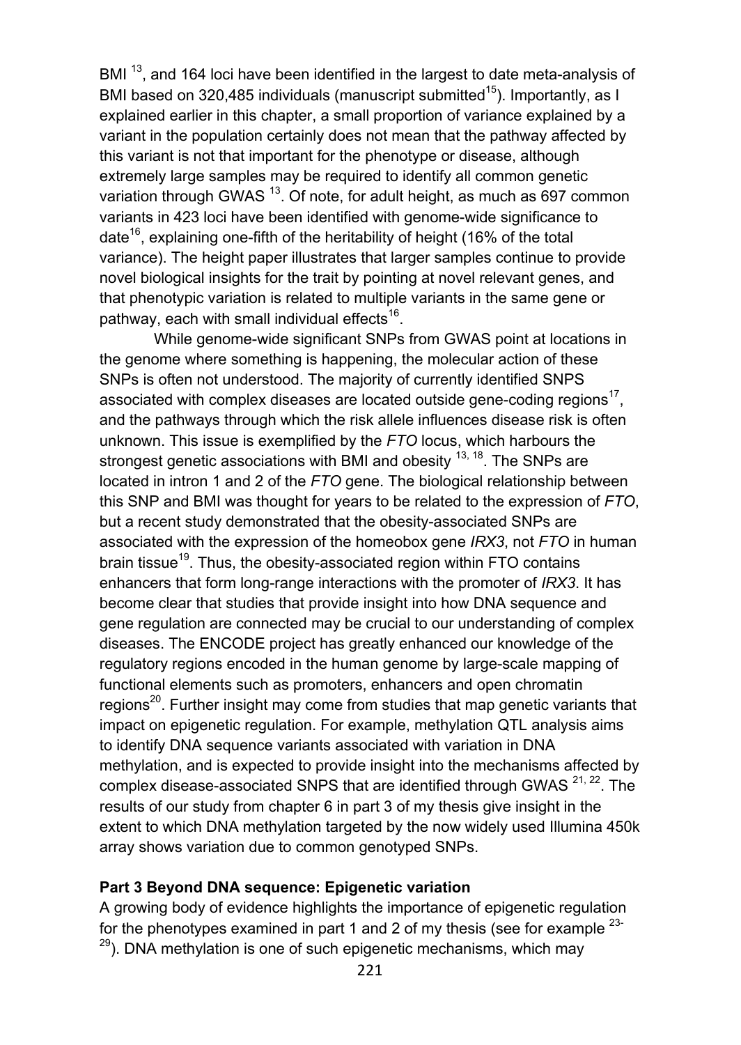BMI [13], and 164 loci have been identified in the largest to date meta-analysis of BMI based on 320,485 individuals (manuscript submitted[15]). Importantly, as I explained earlier in this chapter, a small proportion of variance explained by a variant in the population certainly does not mean that the pathway affected by this variant is not that important for the phenotype or disease, although extremely large samples may be required to identify all common genetic variation through GWAS [13]. Of note, for adult height, as much as 697 common variants in 423 loci have been identified with genome-wide significance to date[16], explaining one-fifth of the heritability of height (16% of the total variance). The height paper illustrates that larger samples continue to provide novel biological insights for the trait by pointing at novel relevant genes, and that phenotypic variation is related to multiple variants in the same gene or pathway, each with small individual effects[16].

While genome-wide significant SNPs from GWAS point at locations in the genome where something is happening, the molecular action of these SNPs is often not understood. The majority of currently identified SNPS associated with complex diseases are located outside gene-coding regions[17], and the pathways through which the risk allele influences disease risk is often unknown. This issue is exemplified by the *FTO* locus, which harbours the strongest genetic associations with BMI and obesity [13, 18]. The SNPs are located in intron 1 and 2 of the *FTO* gene. The biological relationship between this SNP and BMI was thought for years to be related to the expression of *FTO*, but a recent study demonstrated that the obesity-associated SNPs are associated with the expression of the homeobox gene *IRX3*, not *FTO* in human brain tissue[19]. Thus, the obesity-associated region within FTO contains enhancers that form long-range interactions with the promoter of *IRX3*. It has become clear that studies that provide insight into how DNA sequence and gene regulation are connected may be crucial to our understanding of complex diseases. The ENCODE project has greatly enhanced our knowledge of the regulatory regions encoded in the human genome by large-scale mapping of functional elements such as promoters, enhancers and open chromatin regions[20]. Further insight may come from studies that map genetic variants that impact on epigenetic regulation. For example, methylation QTL analysis aims to identify DNA sequence variants associated with variation in DNA methylation, and is expected to provide insight into the mechanisms affected by complex disease-associated SNPS that are identified through GWAS [21, 22]. The results of our study from chapter 6 in part 3 of my thesis give insight in the extent to which DNA methylation targeted by the now widely used Illumina 450k array shows variation due to common genotyped SNPs.

**Part 3 Beyond DNA sequence: Epigenetic variation**

A growing body of evidence highlights the importance of epigenetic regulation for the phenotypes examined in part 1 and 2 of my thesis (see for example [23-29]). DNA methylation is one of such epigenetic mechanisms, which may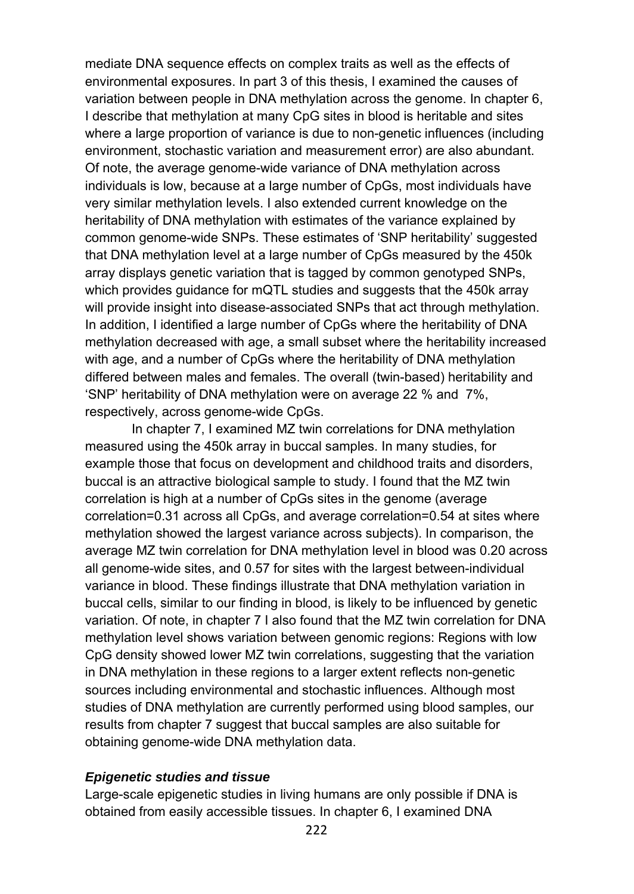mediate DNA sequence effects on complex traits as well as the effects of environmental exposures. In part 3 of this thesis, I examined the causes of variation between people in DNA methylation across the genome. In chapter 6, I describe that methylation at many CpG sites in blood is heritable and sites where a large proportion of variance is due to non-genetic influences (including environment, stochastic variation and measurement error) are also abundant. Of note, the average genome-wide variance of DNA methylation across individuals is low, because at a large number of CpGs, most individuals have very similar methylation levels. I also extended current knowledge on the heritability of DNA methylation with estimates of the variance explained by common genome-wide SNPs. These estimates of 'SNP heritability' suggested that DNA methylation level at a large number of CpGs measured by the 450k array displays genetic variation that is tagged by common genotyped SNPs, which provides guidance for mQTL studies and suggests that the 450k array will provide insight into disease-associated SNPs that act through methylation. In addition, I identified a large number of CpGs where the heritability of DNA methylation decreased with age, a small subset where the heritability increased with age, and a number of CpGs where the heritability of DNA methylation differed between males and females. The overall (twin-based) heritability and 'SNP' heritability of DNA methylation were on average 22 % and 7%, respectively, across genome-wide CpGs.

In chapter 7, I examined MZ twin correlations for DNA methylation measured using the 450k array in buccal samples. In many studies, for example those that focus on development and childhood traits and disorders, buccal is an attractive biological sample to study. I found that the MZ twin correlation is high at a number of CpGs sites in the genome (average correlation=0.31 across all CpGs, and average correlation=0.54 at sites where methylation showed the largest variance across subjects). In comparison, the average MZ twin correlation for DNA methylation level in blood was 0.20 across all genome-wide sites, and 0.57 for sites with the largest between-individual variance in blood. These findings illustrate that DNA methylation variation in buccal cells, similar to our finding in blood, is likely to be influenced by genetic variation. Of note, in chapter 7 I also found that the MZ twin correlation for DNA methylation level shows variation between genomic regions: Regions with low CpG density showed lower MZ twin correlations, suggesting that the variation in DNA methylation in these regions to a larger extent reflects non-genetic sources including environmental and stochastic influences. Although most studies of DNA methylation are currently performed using blood samples, our results from chapter 7 suggest that buccal samples are also suitable for obtaining genome-wide DNA methylation data.

### *Epigenetic studies and tissue*

Large-scale epigenetic studies in living humans are only possible if DNA is obtained from easily accessible tissues. In chapter 6, I examined DNA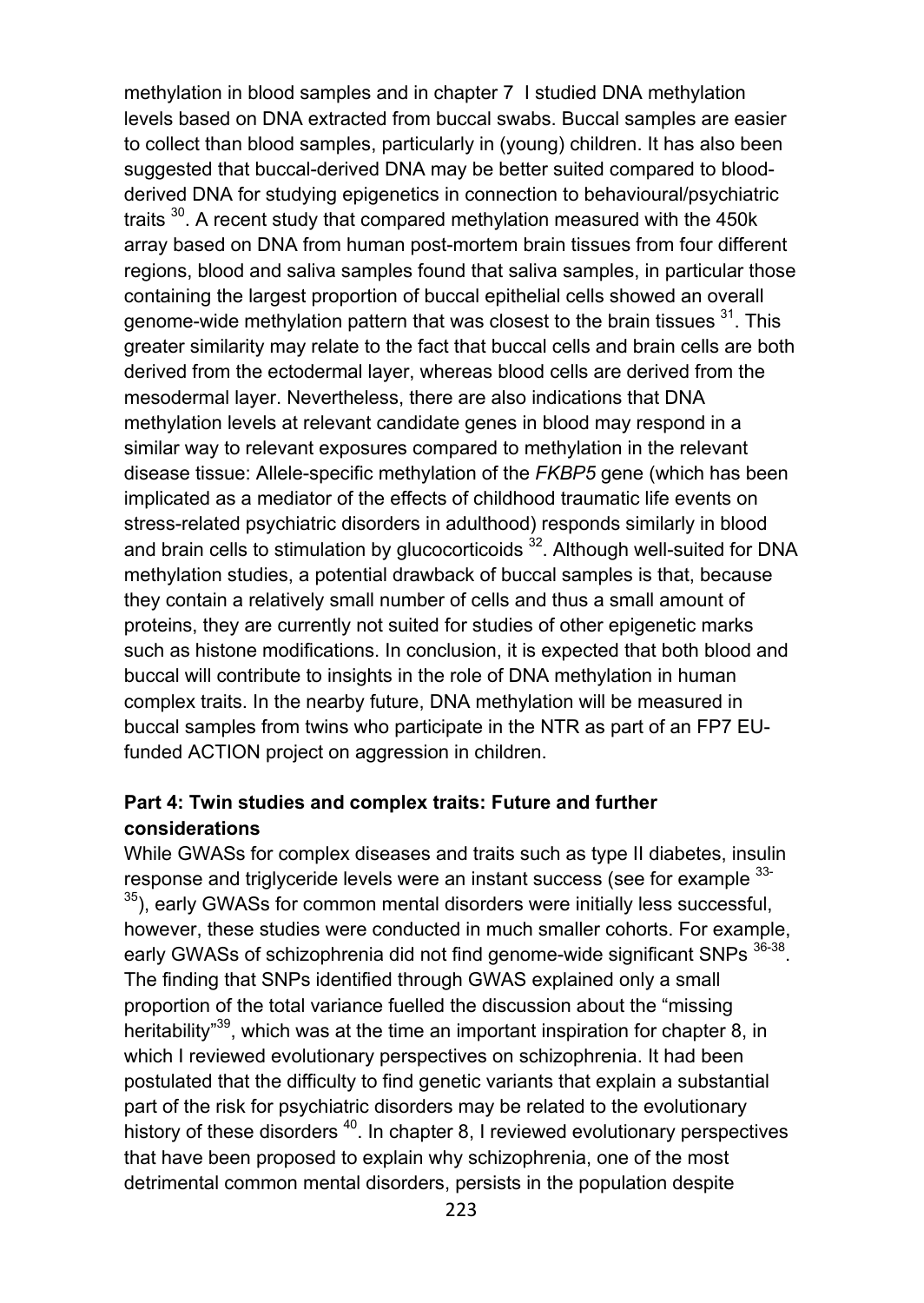methylation in blood samples and in chapter 7 I studied DNA methylation levels based on DNA extracted from buccal swabs. Buccal samples are easier to collect than blood samples, particularly in (young) children. It has also been suggested that buccal-derived DNA may be better suited compared to blood-derived DNA for studying epigenetics in connection to behavioural/psychiatric traits [30]. A recent study that compared methylation measured with the 450k array based on DNA from human post-mortem brain tissues from four different regions, blood and saliva samples found that saliva samples, in particular those containing the largest proportion of buccal epithelial cells showed an overall genome-wide methylation pattern that was closest to the brain tissues [31]. This greater similarity may relate to the fact that buccal cells and brain cells are both derived from the ectodermal layer, whereas blood cells are derived from the mesodermal layer. Nevertheless, there are also indications that DNA methylation levels at relevant candidate genes in blood may respond in a similar way to relevant exposures compared to methylation in the relevant disease tissue: Allele-specific methylation of the *FKBP5* gene (which has been implicated as a mediator of the effects of childhood traumatic life events on stress-related psychiatric disorders in adulthood) responds similarly in blood and brain cells to stimulation by glucocorticoids [32]. Although well-suited for DNA methylation studies, a potential drawback of buccal samples is that, because they contain a relatively small number of cells and thus a small amount of proteins, they are currently not suited for studies of other epigenetic marks such as histone modifications. In conclusion, it is expected that both blood and buccal will contribute to insights in the role of DNA methylation in human complex traits. In the nearby future, DNA methylation will be measured in buccal samples from twins who participate in the NTR as part of an FP7 EU-funded ACTION project on aggression in children.

**Part 4: Twin studies and complex traits: Future and further considerations**

While GWASs for complex diseases and traits such as type II diabetes, insulin response and triglyceride levels were an instant success (see for example [33-35]), early GWASs for common mental disorders were initially less successful, however, these studies were conducted in much smaller cohorts. For example, early GWASs of schizophrenia did not find genome-wide significant SNPs [36-38]. The finding that SNPs identified through GWAS explained only a small proportion of the total variance fuelled the discussion about the "missing heritability"[39], which was at the time an important inspiration for chapter 8, in which I reviewed evolutionary perspectives on schizophrenia. It had been postulated that the difficulty to find genetic variants that explain a substantial part of the risk for psychiatric disorders may be related to the evolutionary history of these disorders [40]. In chapter 8, I reviewed evolutionary perspectives that have been proposed to explain why schizophrenia, one of the most detrimental common mental disorders, persists in the population despite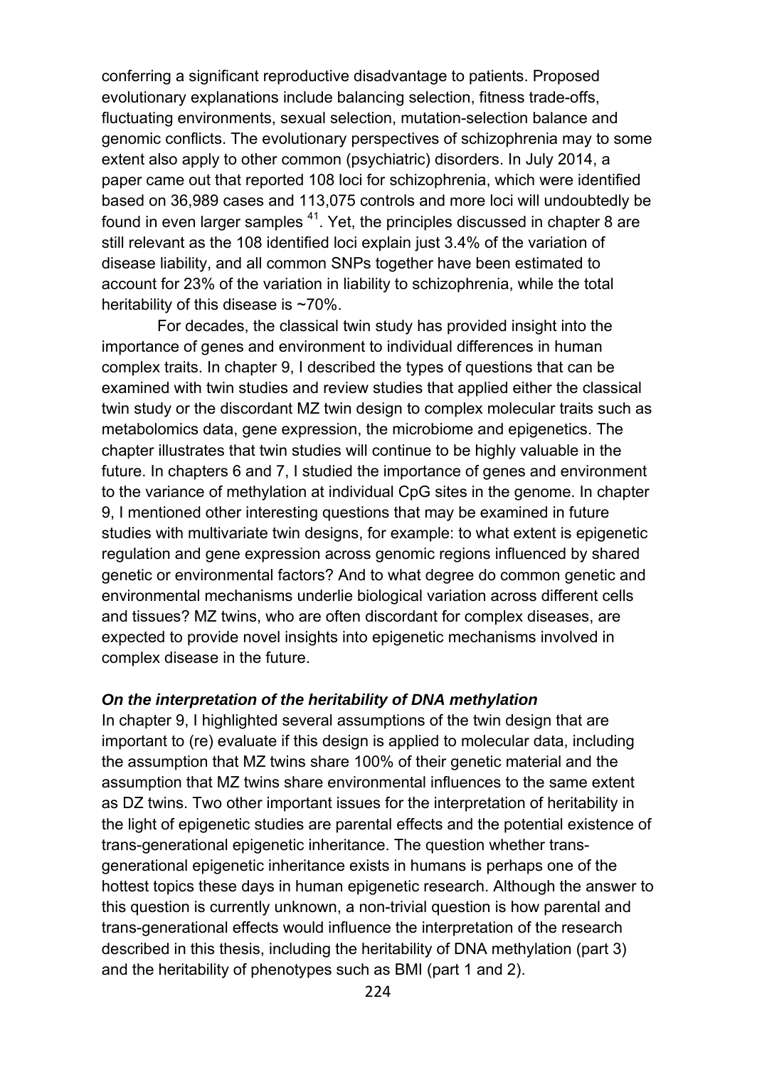conferring a significant reproductive disadvantage to patients. Proposed evolutionary explanations include balancing selection, fitness trade-offs, fluctuating environments, sexual selection, mutation-selection balance and genomic conflicts. The evolutionary perspectives of schizophrenia may to some extent also apply to other common (psychiatric) disorders. In July 2014, a paper came out that reported 108 loci for schizophrenia, which were identified based on 36,989 cases and 113,075 controls and more loci will undoubtedly be found in even larger samples [41]. Yet, the principles discussed in chapter 8 are still relevant as the 108 identified loci explain just 3.4% of the variation of disease liability, and all common SNPs together have been estimated to account for 23% of the variation in liability to schizophrenia, while the total heritability of this disease is ~70%.

For decades, the classical twin study has provided insight into the importance of genes and environment to individual differences in human complex traits. In chapter 9, I described the types of questions that can be examined with twin studies and review studies that applied either the classical twin study or the discordant MZ twin design to complex molecular traits such as metabolomics data, gene expression, the microbiome and epigenetics. The chapter illustrates that twin studies will continue to be highly valuable in the future. In chapters 6 and 7, I studied the importance of genes and environment to the variance of methylation at individual CpG sites in the genome. In chapter 9, I mentioned other interesting questions that may be examined in future studies with multivariate twin designs, for example: to what extent is epigenetic regulation and gene expression across genomic regions influenced by shared genetic or environmental factors? And to what degree do common genetic and environmental mechanisms underlie biological variation across different cells and tissues? MZ twins, who are often discordant for complex diseases, are expected to provide novel insights into epigenetic mechanisms involved in complex disease in the future.

### *On the interpretation of the heritability of DNA methylation*

In chapter 9, I highlighted several assumptions of the twin design that are important to (re) evaluate if this design is applied to molecular data, including the assumption that MZ twins share 100% of their genetic material and the assumption that MZ twins share environmental influences to the same extent as DZ twins. Two other important issues for the interpretation of heritability in the light of epigenetic studies are parental effects and the potential existence of trans-generational epigenetic inheritance. The question whether trans-generational epigenetic inheritance exists in humans is perhaps one of the hottest topics these days in human epigenetic research. Although the answer to this question is currently unknown, a non-trivial question is how parental and trans-generational effects would influence the interpretation of the research described in this thesis, including the heritability of DNA methylation (part 3) and the heritability of phenotypes such as BMI (part 1 and 2).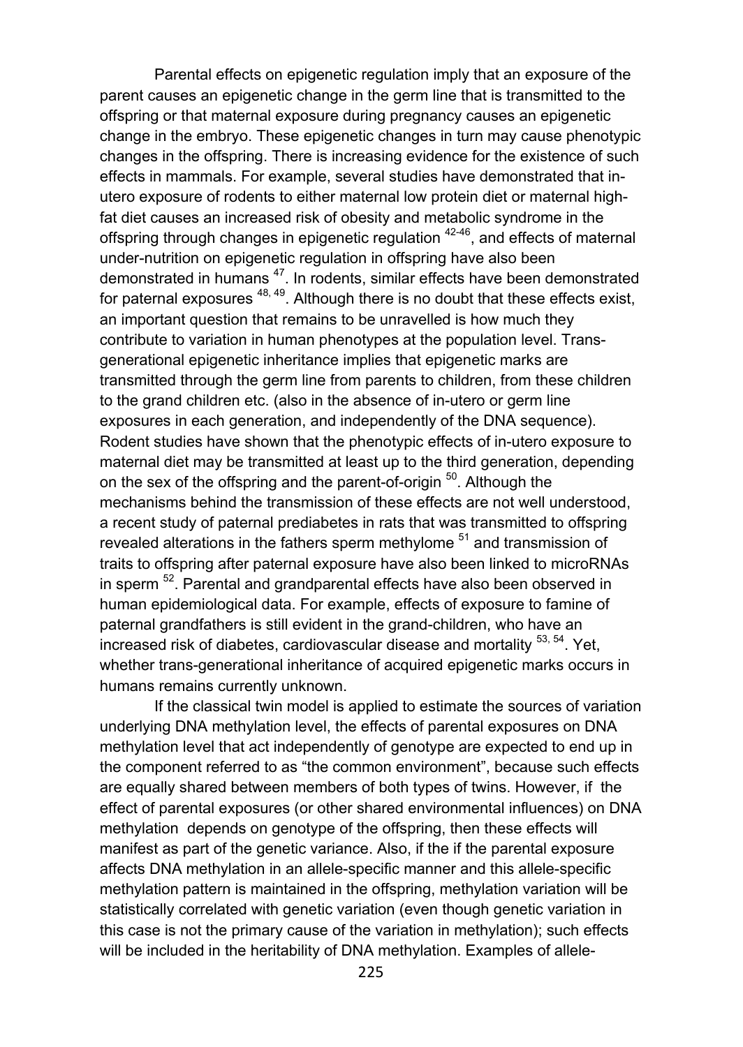Parental effects on epigenetic regulation imply that an exposure of the parent causes an epigenetic change in the germ line that is transmitted to the offspring or that maternal exposure during pregnancy causes an epigenetic change in the embryo. These epigenetic changes in turn may cause phenotypic changes in the offspring. There is increasing evidence for the existence of such effects in mammals. For example, several studies have demonstrated that in-utero exposure of rodents to either maternal low protein diet or maternal high-fat diet causes an increased risk of obesity and metabolic syndrome in the offspring through changes in epigenetic regulation [42-46], and effects of maternal under-nutrition on epigenetic regulation in offspring have also been demonstrated in humans [47]. In rodents, similar effects have been demonstrated for paternal exposures [48, 49]. Although there is no doubt that these effects exist, an important question that remains to be unravelled is how much they contribute to variation in human phenotypes at the population level. Trans-generational epigenetic inheritance implies that epigenetic marks are transmitted through the germ line from parents to children, from these children to the grand children etc. (also in the absence of in-utero or germ line exposures in each generation, and independently of the DNA sequence). Rodent studies have shown that the phenotypic effects of in-utero exposure to maternal diet may be transmitted at least up to the third generation, depending on the sex of the offspring and the parent-of-origin [50]. Although the mechanisms behind the transmission of these effects are not well understood, a recent study of paternal prediabetes in rats that was transmitted to offspring revealed alterations in the fathers sperm methylome [51] and transmission of traits to offspring after paternal exposure have also been linked to microRNAs in sperm [52]. Parental and grandparental effects have also been observed in human epidemiological data. For example, effects of exposure to famine of paternal grandfathers is still evident in the grand-children, who have an increased risk of diabetes, cardiovascular disease and mortality [53, 54]. Yet, whether trans-generational inheritance of acquired epigenetic marks occurs in humans remains currently unknown.

If the classical twin model is applied to estimate the sources of variation underlying DNA methylation level, the effects of parental exposures on DNA methylation level that act independently of genotype are expected to end up in the component referred to as "the common environment", because such effects are equally shared between members of both types of twins. However, if the effect of parental exposures (or other shared environmental influences) on DNA methylation depends on genotype of the offspring, then these effects will manifest as part of the genetic variance. Also, if the if the parental exposure affects DNA methylation in an allele-specific manner and this allele-specific methylation pattern is maintained in the offspring, methylation variation will be statistically correlated with genetic variation (even though genetic variation in this case is not the primary cause of the variation in methylation); such effects will be included in the heritability of DNA methylation. Examples of allele-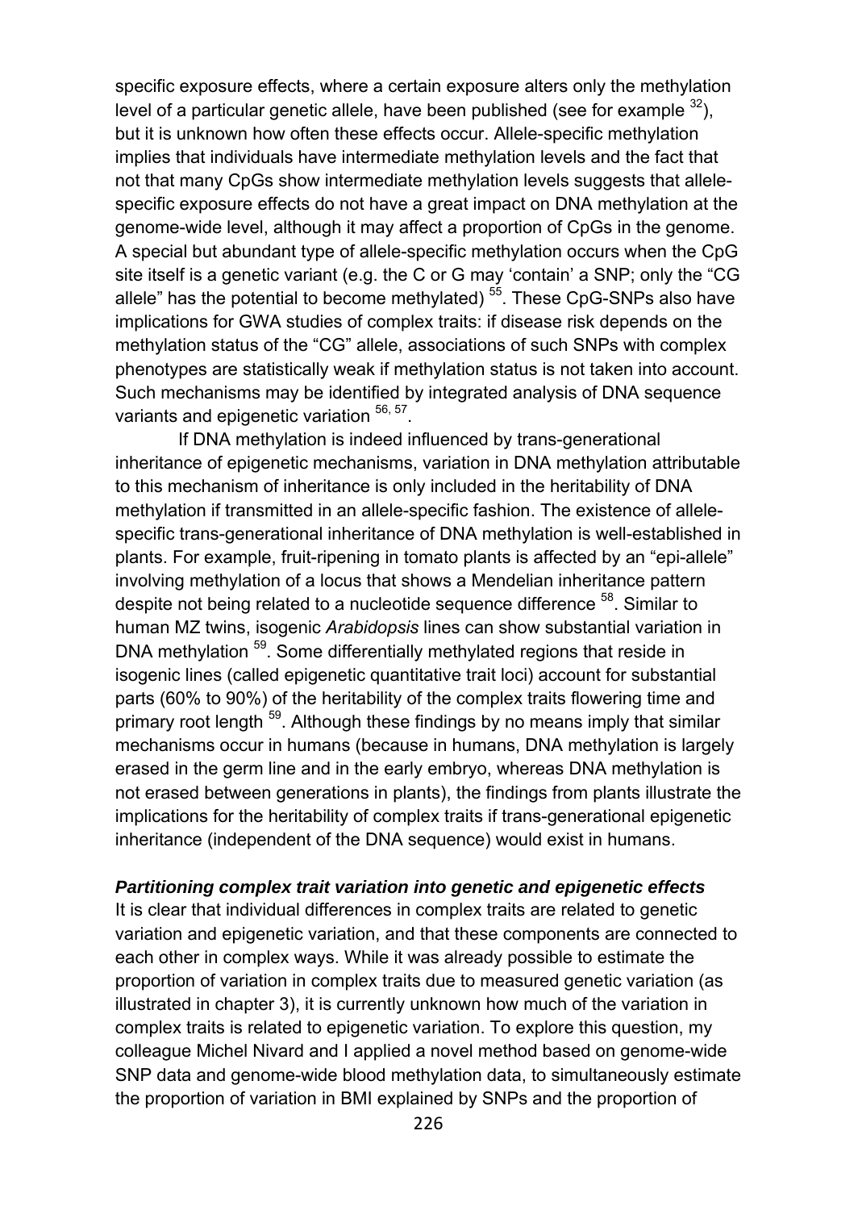specific exposure effects, where a certain exposure alters only the methylation level of a particular genetic allele, have been published (see for example [32]), but it is unknown how often these effects occur. Allele-specific methylation implies that individuals have intermediate methylation levels and the fact that not that many CpGs show intermediate methylation levels suggests that allele-specific exposure effects do not have a great impact on DNA methylation at the genome-wide level, although it may affect a proportion of CpGs in the genome. A special but abundant type of allele-specific methylation occurs when the CpG site itself is a genetic variant (e.g. the C or G may 'contain' a SNP; only the "CG allele" has the potential to become methylated) [55]. These CpG-SNPs also have implications for GWA studies of complex traits: if disease risk depends on the methylation status of the "CG" allele, associations of such SNPs with complex phenotypes are statistically weak if methylation status is not taken into account. Such mechanisms may be identified by integrated analysis of DNA sequence variants and epigenetic variation [56, 57].

If DNA methylation is indeed influenced by trans-generational inheritance of epigenetic mechanisms, variation in DNA methylation attributable to this mechanism of inheritance is only included in the heritability of DNA methylation if transmitted in an allele-specific fashion. The existence of allele-specific trans-generational inheritance of DNA methylation is well-established in plants. For example, fruit-ripening in tomato plants is affected by an "epi-allele" involving methylation of a locus that shows a Mendelian inheritance pattern despite not being related to a nucleotide sequence difference [58]. Similar to human MZ twins, isogenic *Arabidopsis* lines can show substantial variation in DNA methylation [59]. Some differentially methylated regions that reside in isogenic lines (called epigenetic quantitative trait loci) account for substantial parts (60% to 90%) of the heritability of the complex traits flowering time and primary root length [59]. Although these findings by no means imply that similar mechanisms occur in humans (because in humans, DNA methylation is largely erased in the germ line and in the early embryo, whereas DNA methylation is not erased between generations in plants), the findings from plants illustrate the implications for the heritability of complex traits if trans-generational epigenetic inheritance (independent of the DNA sequence) would exist in humans.

***Partitioning complex trait variation into genetic and epigenetic effects***

It is clear that individual differences in complex traits are related to genetic variation and epigenetic variation, and that these components are connected to each other in complex ways. While it was already possible to estimate the proportion of variation in complex traits due to measured genetic variation (as illustrated in chapter 3), it is currently unknown how much of the variation in complex traits is related to epigenetic variation. To explore this question, my colleague Michel Nivard and I applied a novel method based on genome-wide SNP data and genome-wide blood methylation data, to simultaneously estimate the proportion of variation in BMI explained by SNPs and the proportion of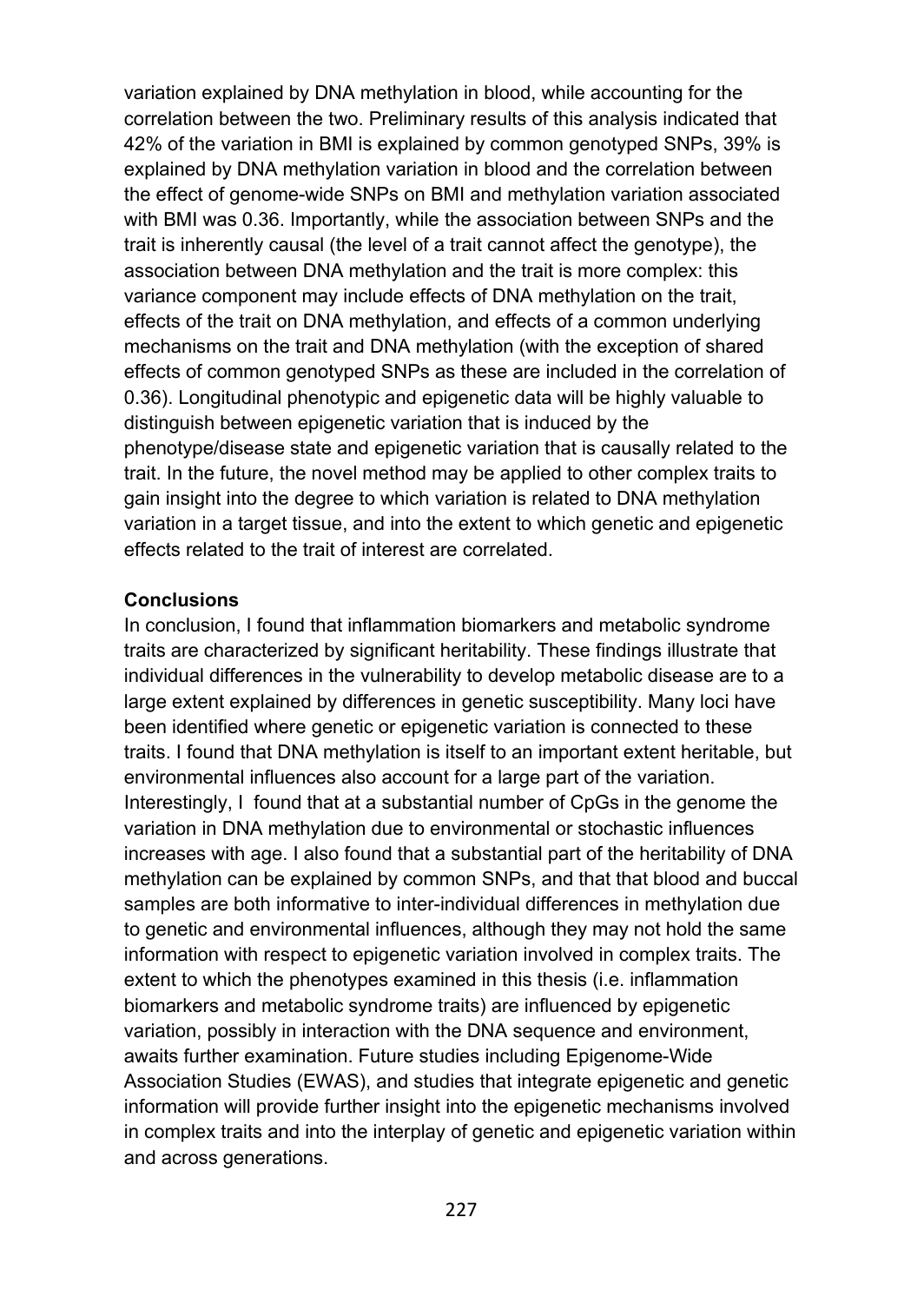variation explained by DNA methylation in blood, while accounting for the correlation between the two. Preliminary results of this analysis indicated that 42% of the variation in BMI is explained by common genotyped SNPs, 39% is explained by DNA methylation variation in blood and the correlation between the effect of genome-wide SNPs on BMI and methylation variation associated with BMI was 0.36. Importantly, while the association between SNPs and the trait is inherently causal (the level of a trait cannot affect the genotype), the association between DNA methylation and the trait is more complex: this variance component may include effects of DNA methylation on the trait, effects of the trait on DNA methylation, and effects of a common underlying mechanisms on the trait and DNA methylation (with the exception of shared effects of common genotyped SNPs as these are included in the correlation of 0.36). Longitudinal phenotypic and epigenetic data will be highly valuable to distinguish between epigenetic variation that is induced by the phenotype/disease state and epigenetic variation that is causally related to the trait. In the future, the novel method may be applied to other complex traits to gain insight into the degree to which variation is related to DNA methylation variation in a target tissue, and into the extent to which genetic and epigenetic effects related to the trait of interest are correlated.

**Conclusions**

In conclusion, I found that inflammation biomarkers and metabolic syndrome traits are characterized by significant heritability. These findings illustrate that individual differences in the vulnerability to develop metabolic disease are to a large extent explained by differences in genetic susceptibility. Many loci have been identified where genetic or epigenetic variation is connected to these traits. I found that DNA methylation is itself to an important extent heritable, but environmental influences also account for a large part of the variation. Interestingly, I found that at a substantial number of CpGs in the genome the variation in DNA methylation due to environmental or stochastic influences increases with age. I also found that a substantial part of the heritability of DNA methylation can be explained by common SNPs, and that that blood and buccal samples are both informative to inter-individual differences in methylation due to genetic and environmental influences, although they may not hold the same information with respect to epigenetic variation involved in complex traits. The extent to which the phenotypes examined in this thesis (i.e. inflammation biomarkers and metabolic syndrome traits) are influenced by epigenetic variation, possibly in interaction with the DNA sequence and environment, awaits further examination. Future studies including Epigenome-Wide Association Studies (EWAS), and studies that integrate epigenetic and genetic information will provide further insight into the epigenetic mechanisms involved in complex traits and into the interplay of genetic and epigenetic variation within and across generations.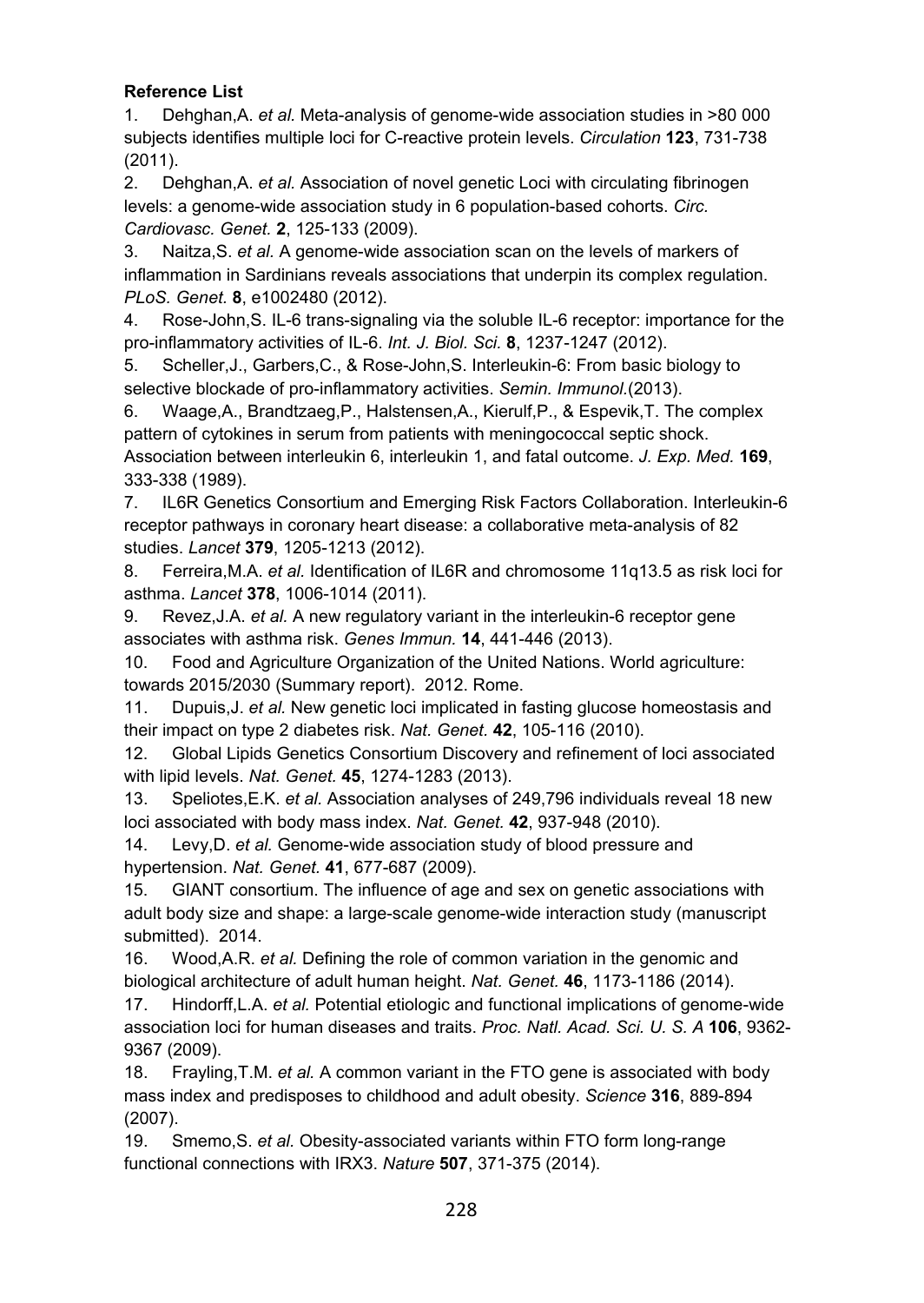**Reference List**

1. Dehghan,A. *et al.* Meta-analysis of genome-wide association studies in >80 000 subjects identifies multiple loci for C-reactive protein levels. *Circulation* **123**, 731-738 (2011).
2. Dehghan,A. *et al.* Association of novel genetic Loci with circulating fibrinogen levels: a genome-wide association study in 6 population-based cohorts. *Circ. Cardiovasc. Genet.* **2**, 125-133 (2009).
3. Naitza,S. *et al.* A genome-wide association scan on the levels of markers of inflammation in Sardinians reveals associations that underpin its complex regulation. *PLoS. Genet.* **8**, e1002480 (2012).
4. Rose-John,S. IL-6 trans-signaling via the soluble IL-6 receptor: importance for the pro-inflammatory activities of IL-6. *Int. J. Biol. Sci.* **8**, 1237-1247 (2012).
5. Scheller,J., Garbers,C., & Rose-John,S. Interleukin-6: From basic biology to selective blockade of pro-inflammatory activities. *Semin. Immunol.*(2013).
6. Waage,A., Brandtzaeg,P., Halstensen,A., Kierulf,P., & Espevik,T. The complex pattern of cytokines in serum from patients with meningococcal septic shock. Association between interleukin 6, interleukin 1, and fatal outcome. *J. Exp. Med.* **169**, 333-338 (1989).
7. IL6R Genetics Consortium and Emerging Risk Factors Collaboration. Interleukin-6 receptor pathways in coronary heart disease: a collaborative meta-analysis of 82 studies. *Lancet* **379**, 1205-1213 (2012).
8. Ferreira,M.A. *et al.* Identification of IL6R and chromosome 11q13.5 as risk loci for asthma. *Lancet* **378**, 1006-1014 (2011).
9. Revez,J.A. *et al.* A new regulatory variant in the interleukin-6 receptor gene associates with asthma risk. *Genes Immun.* **14**, 441-446 (2013).
10. Food and Agriculture Organization of the United Nations. World agriculture: towards 2015/2030 (Summary report). 2012. Rome.
11. Dupuis,J. *et al.* New genetic loci implicated in fasting glucose homeostasis and their impact on type 2 diabetes risk. *Nat. Genet.* **42**, 105-116 (2010).
12. Global Lipids Genetics Consortium Discovery and refinement of loci associated with lipid levels. *Nat. Genet.* **45**, 1274-1283 (2013).
13. Speliotes,E.K. *et al.* Association analyses of 249,796 individuals reveal 18 new loci associated with body mass index. *Nat. Genet.* **42**, 937-948 (2010).
14. Levy,D. *et al.* Genome-wide association study of blood pressure and hypertension. *Nat. Genet.* **41**, 677-687 (2009).
15. GIANT consortium. The influence of age and sex on genetic associations with adult body size and shape: a large-scale genome-wide interaction study (manuscript submitted). 2014.
16. Wood,A.R. *et al.* Defining the role of common variation in the genomic and biological architecture of adult human height. *Nat. Genet.* **46**, 1173-1186 (2014).
17. Hindorff,L.A. *et al.* Potential etiologic and functional implications of genome-wide association loci for human diseases and traits. *Proc. Natl. Acad. Sci. U. S. A* **106**, 9362-9367 (2009).
18. Frayling,T.M. *et al.* A common variant in the FTO gene is associated with body mass index and predisposes to childhood and adult obesity. *Science* **316**, 889-894 (2007).
19. Smemo,S. *et al.* Obesity-associated variants within FTO form long-range functional connections with IRX3. *Nature* **507**, 371-375 (2014).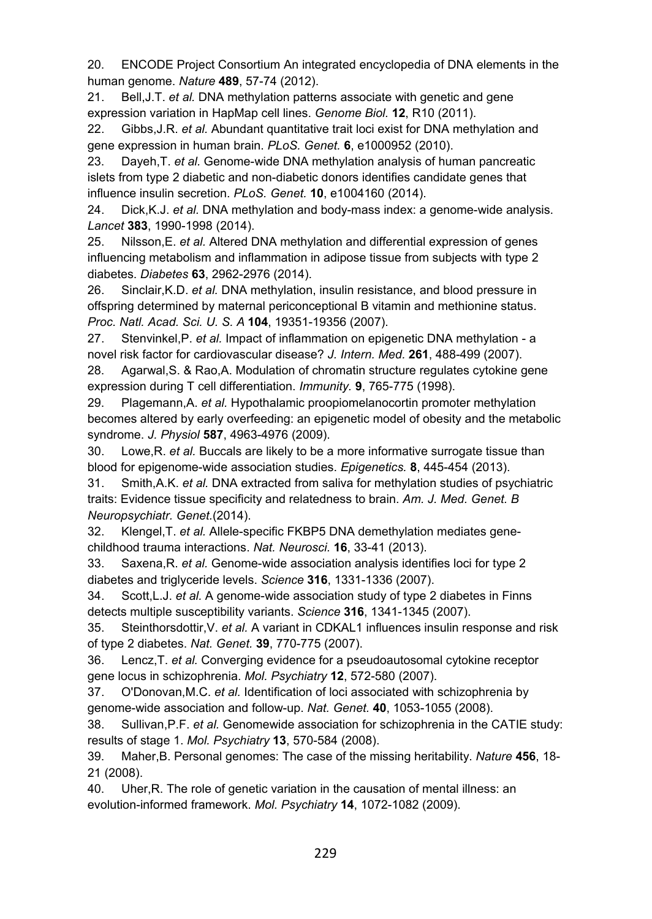20. ENCODE Project Consortium An integrated encyclopedia of DNA elements in the human genome. *Nature* **489**, 57-74 (2012).

21. Bell,J.T. *et al.* DNA methylation patterns associate with genetic and gene expression variation in HapMap cell lines. *Genome Biol.* **12**, R10 (2011).

22. Gibbs,J.R. *et al.* Abundant quantitative trait loci exist for DNA methylation and gene expression in human brain. *PLoS. Genet.* **6**, e1000952 (2010).

23. Dayeh,T. *et al.* Genome-wide DNA methylation analysis of human pancreatic islets from type 2 diabetic and non-diabetic donors identifies candidate genes that influence insulin secretion. *PLoS. Genet.* **10**, e1004160 (2014).

24. Dick,K.J. *et al.* DNA methylation and body-mass index: a genome-wide analysis. *Lancet* **383**, 1990-1998 (2014).

25. Nilsson,E. *et al.* Altered DNA methylation and differential expression of genes influencing metabolism and inflammation in adipose tissue from subjects with type 2 diabetes. *Diabetes* **63**, 2962-2976 (2014).

26. Sinclair,K.D. *et al.* DNA methylation, insulin resistance, and blood pressure in offspring determined by maternal periconceptional B vitamin and methionine status. *Proc. Natl. Acad. Sci. U. S. A* **104**, 19351-19356 (2007).

27. Stenvinkel,P. *et al.* Impact of inflammation on epigenetic DNA methylation - a novel risk factor for cardiovascular disease? *J. Intern. Med.* **261**, 488-499 (2007).

28. Agarwal,S. & Rao,A. Modulation of chromatin structure regulates cytokine gene expression during T cell differentiation. *Immunity.* **9**, 765-775 (1998).

29. Plagemann,A. *et al.* Hypothalamic proopiomelanocortin promoter methylation becomes altered by early overfeeding: an epigenetic model of obesity and the metabolic syndrome. *J. Physiol* **587**, 4963-4976 (2009).

30. Lowe,R. *et al.* Buccals are likely to be a more informative surrogate tissue than blood for epigenome-wide association studies. *Epigenetics.* **8**, 445-454 (2013).

31. Smith,A.K. *et al.* DNA extracted from saliva for methylation studies of psychiatric traits: Evidence tissue specificity and relatedness to brain. *Am. J. Med. Genet. B Neuropsychiatr. Genet.*(2014).

32. Klengel,T. *et al.* Allele-specific FKBP5 DNA demethylation mediates gene-childhood trauma interactions. *Nat. Neurosci.* **16**, 33-41 (2013).

33. Saxena,R. *et al.* Genome-wide association analysis identifies loci for type 2 diabetes and triglyceride levels. *Science* **316**, 1331-1336 (2007).

34. Scott,L.J. *et al.* A genome-wide association study of type 2 diabetes in Finns detects multiple susceptibility variants. *Science* **316**, 1341-1345 (2007).

35. Steinthorsdottir,V. *et al.* A variant in CDKAL1 influences insulin response and risk of type 2 diabetes. *Nat. Genet.* **39**, 770-775 (2007).

36. Lencz,T. *et al.* Converging evidence for a pseudoautosomal cytokine receptor gene locus in schizophrenia. *Mol. Psychiatry* **12**, 572-580 (2007).

37. O'Donovan,M.C. *et al.* Identification of loci associated with schizophrenia by genome-wide association and follow-up. *Nat. Genet.* **40**, 1053-1055 (2008).

38. Sullivan,P.F. *et al.* Genomewide association for schizophrenia in the CATIE study: results of stage 1. *Mol. Psychiatry* **13**, 570-584 (2008).

39. Maher,B. Personal genomes: The case of the missing heritability. *Nature* **456**, 18-21 (2008).

40. Uher,R. The role of genetic variation in the causation of mental illness: an evolution-informed framework. *Mol. Psychiatry* **14**, 1072-1082 (2009).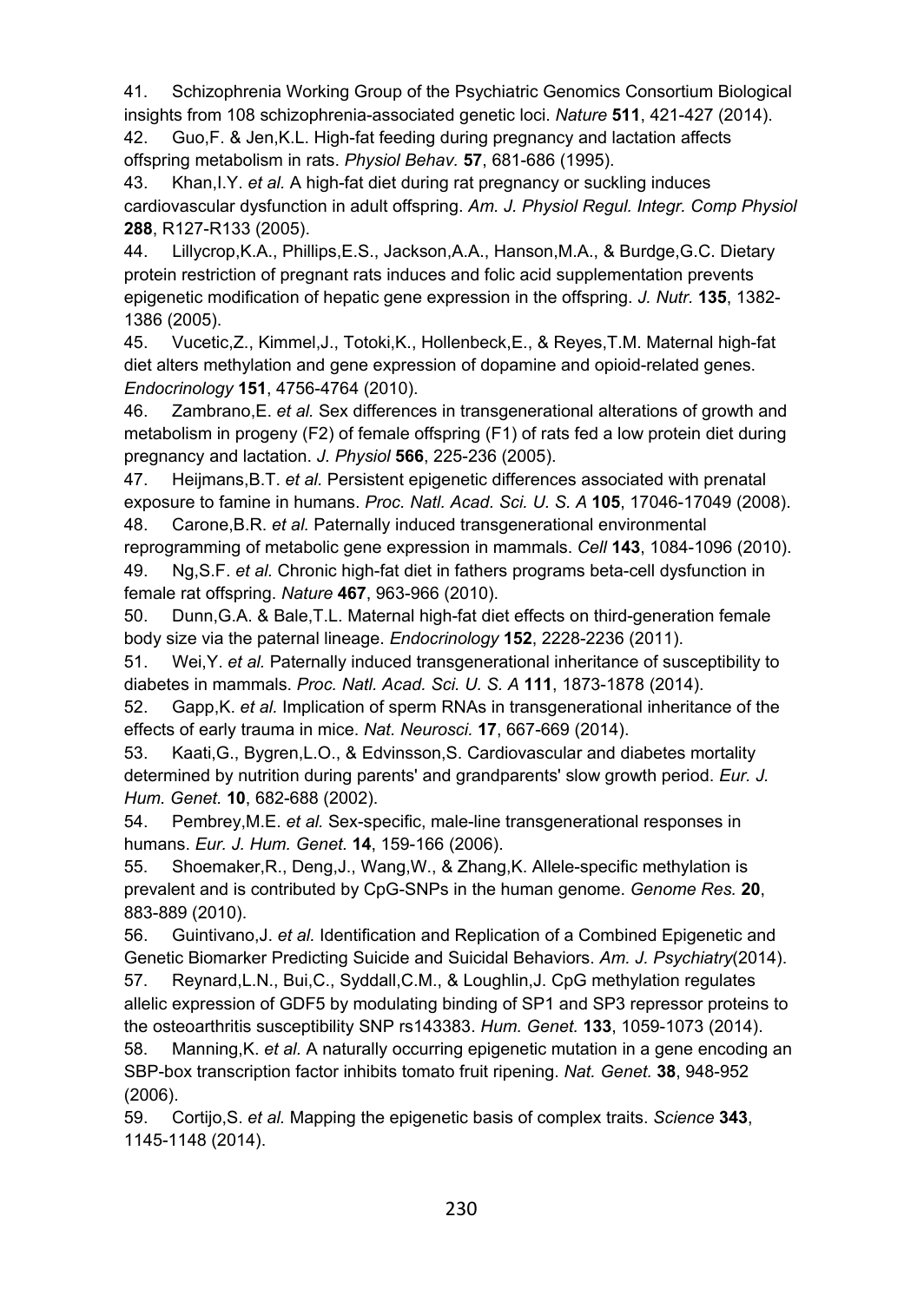41. Schizophrenia Working Group of the Psychiatric Genomics Consortium Biological insights from 108 schizophrenia-associated genetic loci. *Nature* **511**, 421-427 (2014).

42. Guo,F. & Jen,K.L. High-fat feeding during pregnancy and lactation affects offspring metabolism in rats. *Physiol Behav.* **57**, 681-686 (1995).

43. Khan,I.Y. *et al.* A high-fat diet during rat pregnancy or suckling induces cardiovascular dysfunction in adult offspring. *Am. J. Physiol Regul. Integr. Comp Physiol* **288**, R127-R133 (2005).

44. Lillycrop,K.A., Phillips,E.S., Jackson,A.A., Hanson,M.A., & Burdge,G.C. Dietary protein restriction of pregnant rats induces and folic acid supplementation prevents epigenetic modification of hepatic gene expression in the offspring. *J. Nutr.* **135**, 1382-1386 (2005).

45. Vucetic,Z., Kimmel,J., Totoki,K., Hollenbeck,E., & Reyes,T.M. Maternal high-fat diet alters methylation and gene expression of dopamine and opioid-related genes. *Endocrinology* **151**, 4756-4764 (2010).

46. Zambrano,E. *et al.* Sex differences in transgenerational alterations of growth and metabolism in progeny (F2) of female offspring (F1) of rats fed a low protein diet during pregnancy and lactation. *J. Physiol* **566**, 225-236 (2005).

47. Heijmans,B.T. *et al.* Persistent epigenetic differences associated with prenatal exposure to famine in humans. *Proc. Natl. Acad. Sci. U. S. A* **105**, 17046-17049 (2008).

48. Carone,B.R. *et al.* Paternally induced transgenerational environmental reprogramming of metabolic gene expression in mammals. *Cell* **143**, 1084-1096 (2010).

49. Ng,S.F. *et al.* Chronic high-fat diet in fathers programs beta-cell dysfunction in female rat offspring. *Nature* **467**, 963-966 (2010).

50. Dunn,G.A. & Bale,T.L. Maternal high-fat diet effects on third-generation female body size via the paternal lineage. *Endocrinology* **152**, 2228-2236 (2011).

51. Wei,Y. *et al.* Paternally induced transgenerational inheritance of susceptibility to diabetes in mammals. *Proc. Natl. Acad. Sci. U. S. A* **111**, 1873-1878 (2014).

52. Gapp,K. *et al.* Implication of sperm RNAs in transgenerational inheritance of the effects of early trauma in mice. *Nat. Neurosci.* **17**, 667-669 (2014).

53. Kaati,G., Bygren,L.O., & Edvinsson,S. Cardiovascular and diabetes mortality determined by nutrition during parents' and grandparents' slow growth period. *Eur. J. Hum. Genet.* **10**, 682-688 (2002).

54. Pembrey,M.E. *et al.* Sex-specific, male-line transgenerational responses in humans. *Eur. J. Hum. Genet.* **14**, 159-166 (2006).

55. Shoemaker,R., Deng,J., Wang,W., & Zhang,K. Allele-specific methylation is prevalent and is contributed by CpG-SNPs in the human genome. *Genome Res.* **20**, 883-889 (2010).

56. Guintivano,J. *et al.* Identification and Replication of a Combined Epigenetic and Genetic Biomarker Predicting Suicide and Suicidal Behaviors. *Am. J. Psychiatry*(2014).

57. Reynard,L.N., Bui,C., Syddall,C.M., & Loughlin,J. CpG methylation regulates allelic expression of GDF5 by modulating binding of SP1 and SP3 repressor proteins to the osteoarthritis susceptibility SNP rs143383. *Hum. Genet.* **133**, 1059-1073 (2014).

58. Manning,K. *et al.* A naturally occurring epigenetic mutation in a gene encoding an SBP-box transcription factor inhibits tomato fruit ripening. *Nat. Genet.* **38**, 948-952 (2006).

59. Cortijo,S. *et al.* Mapping the epigenetic basis of complex traits. *Science* **343**, 1145-1148 (2014).